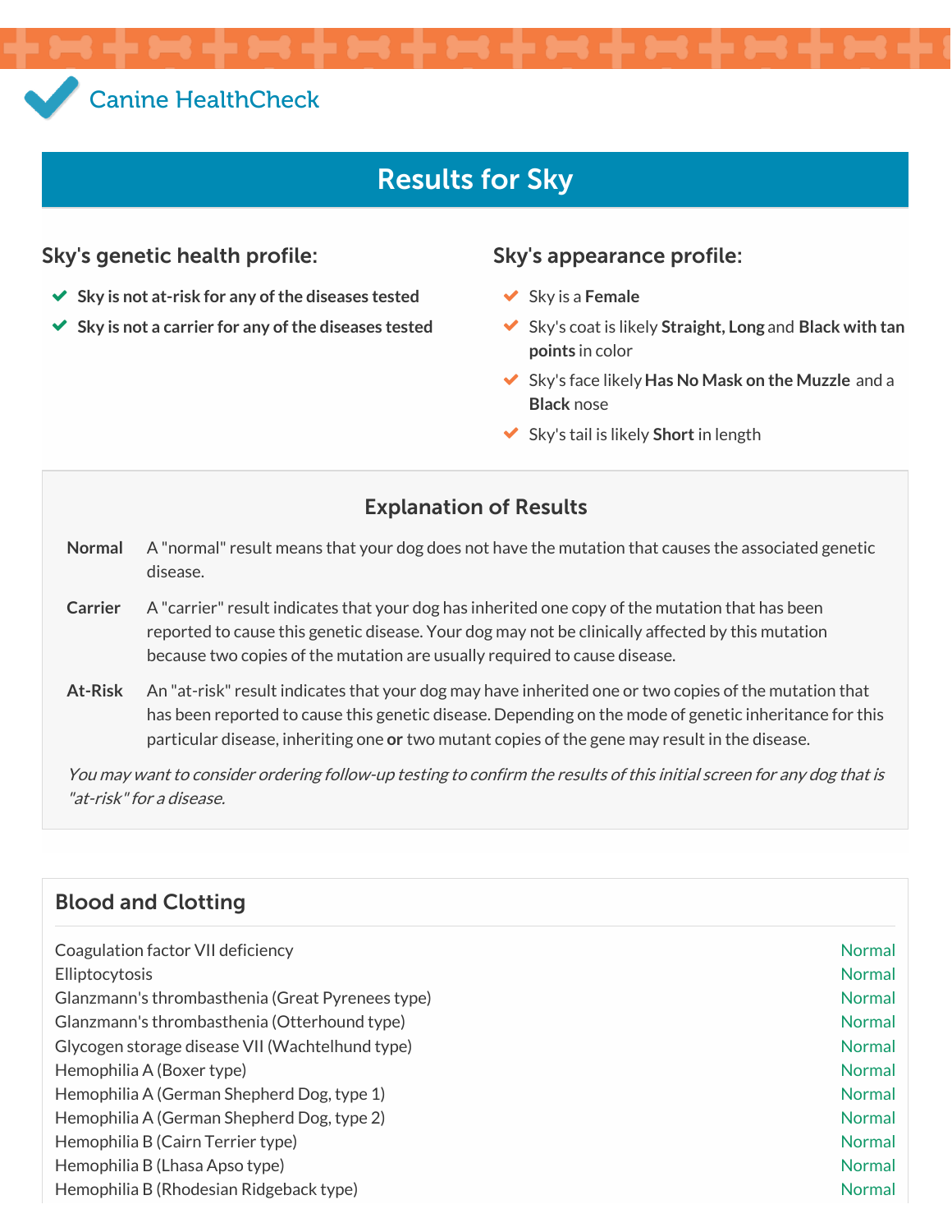Canine HealthCheck

# Results for Sky

## Sky's genetic health profile:

- **Sky is not at-risk for any of the diseases tested**
- **Sky is not a carrier for any of the diseases tested**

## Sky's appearance profile:

- Sky is a **Female**
- Sky's coat is likely **Straight, Long** and **Black with tan points** in color
- Sky's face likely **Has No Mask on the Muzzle** and a **Black** nose
- Sky's tail is likely **Short** in length

## Explanation of Results

**Normal** A "normal" result means that your dog does not have the mutation that causes the associated genetic disease.

**Carrier** A "carrier" result indicates that your dog has inherited one copy of the mutation that has been reported to cause this genetic disease. Your dog may not be clinically affected by this mutation because two copies of the mutation are usually required to cause disease.

**At-Risk** An "at-risk" result indicates that your dog may have inherited one or two copies of the mutation that has been reported to cause this genetic disease. Depending on the mode of genetic inheritance for this particular disease, inheriting one **or** two mutant copies of the gene may result in the disease.

*You may want to consider ordering follow-up testing to confirm the results of this initial screen for any dog that is "at-risk" for a disease.*

## Blood and Clotting

| | |
|---|---|
| Coagulation factor VII deficiency | Normal |
| Elliptocytosis | Normal |
| Glanzmann's thrombasthenia (Great Pyrenees type) | Normal |
| Glanzmann's thrombasthenia (Otterhound type) | Normal |
| Glycogen storage disease VII (Wachtelhund type) | Normal |
| Hemophilia A (Boxer type) | Normal |
| Hemophilia A (German Shepherd Dog, type 1) | Normal |
| Hemophilia A (German Shepherd Dog, type 2) | Normal |
| Hemophilia B (Cairn Terrier type) | Normal |
| Hemophilia B (Lhasa Apso type) | Normal |
| Hemophilia B (Rhodesian Ridgeback type) | Normal |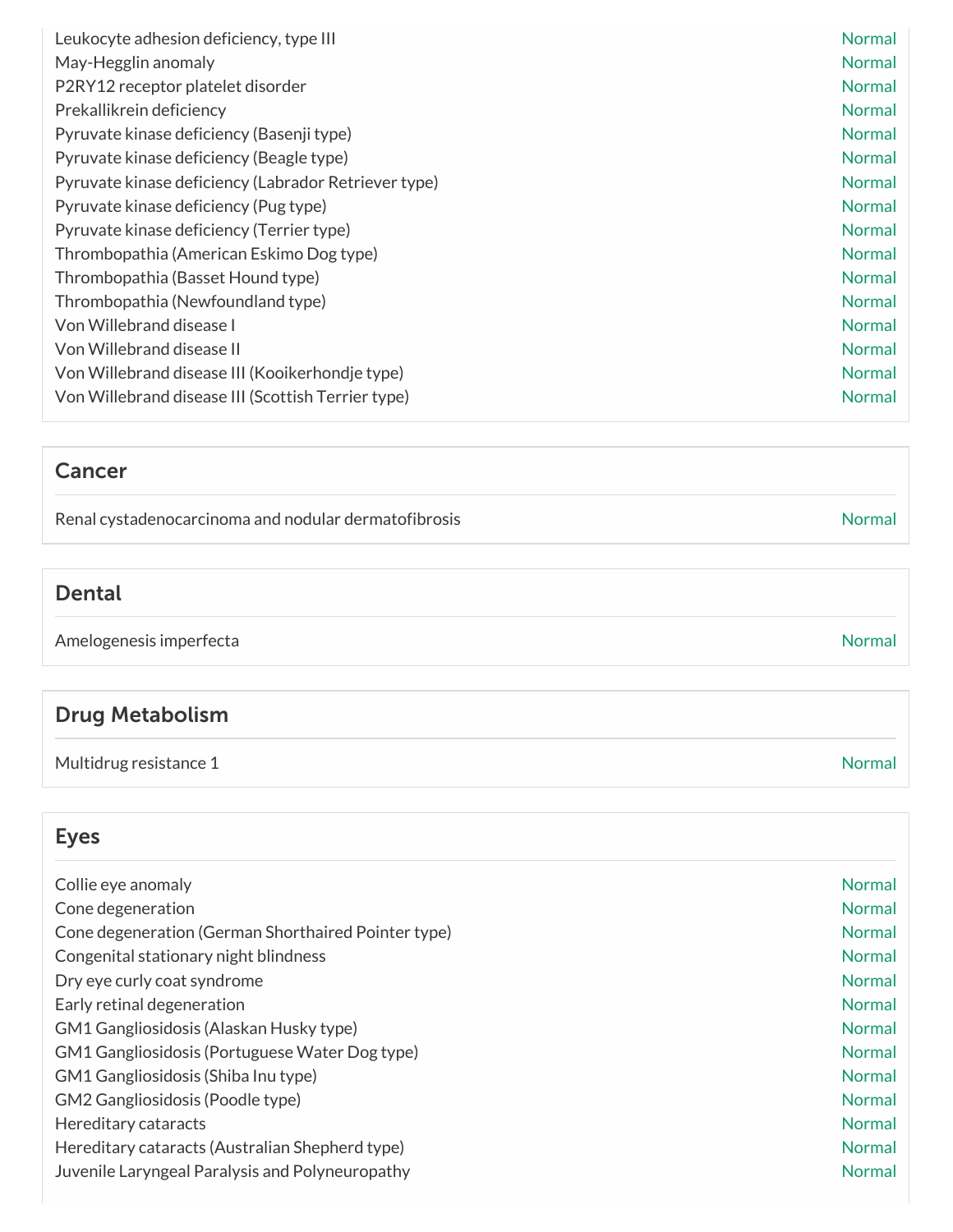| | |
|---|---|
| Leukocyte adhesion deficiency, type III | Normal |
| May-Hegglin anomaly | Normal |
| P2RY12 receptor platelet disorder | Normal |
| Prekallikrein deficiency | Normal |
| Pyruvate kinase deficiency (Basenji type) | Normal |
| Pyruvate kinase deficiency (Beagle type) | Normal |
| Pyruvate kinase deficiency (Labrador Retriever type) | Normal |
| Pyruvate kinase deficiency (Pug type) | Normal |
| Pyruvate kinase deficiency (Terrier type) | Normal |
| Thrombopathia (American Eskimo Dog type) | Normal |
| Thrombopathia (Basset Hound type) | Normal |
| Thrombopathia (Newfoundland type) | Normal |
| Von Willebrand disease I | Normal |
| Von Willebrand disease II | Normal |
| Von Willebrand disease III (Kooikerhondje type) | Normal |
| Von Willebrand disease III (Scottish Terrier type) | Normal |

## Cancer

| | |
|---|---|
| Renal cystadenocarcinoma and nodular dermatofibrosis | Normal |

## Dental

| | |
|---|---|
| Amelogenesis imperfecta | Normal |

## Drug Metabolism

| | |
|---|---|
| Multidrug resistance 1 | Normal |

## Eyes

| | |
|---|---|
| Collie eye anomaly | Normal |
| Cone degeneration | Normal |
| Cone degeneration (German Shorthaired Pointer type) | Normal |
| Congenital stationary night blindness | Normal |
| Dry eye curly coat syndrome | Normal |
| Early retinal degeneration | Normal |
| GM1 Gangliosidosis (Alaskan Husky type) | Normal |
| GM1 Gangliosidosis (Portuguese Water Dog type) | Normal |
| GM1 Gangliosidosis (Shiba Inu type) | Normal |
| GM2 Gangliosidosis (Poodle type) | Normal |
| Hereditary cataracts | Normal |
| Hereditary cataracts (Australian Shepherd type) | Normal |
| Juvenile Laryngeal Paralysis and Polyneuropathy | Normal |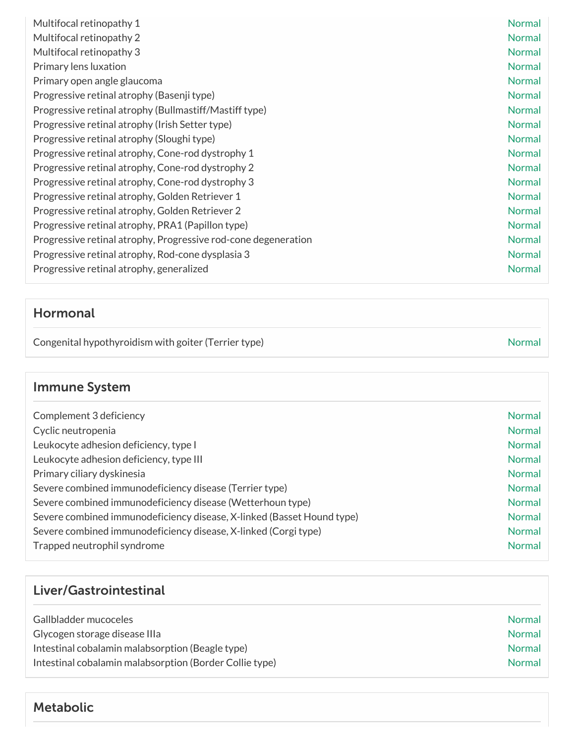| | |
|---|---|
| Multifocal retinopathy 1 | Normal |
| Multifocal retinopathy 2 | Normal |
| Multifocal retinopathy 3 | Normal |
| Primary lens luxation | Normal |
| Primary open angle glaucoma | Normal |
| Progressive retinal atrophy (Basenji type) | Normal |
| Progressive retinal atrophy (Bullmastiff/Mastiff type) | Normal |
| Progressive retinal atrophy (Irish Setter type) | Normal |
| Progressive retinal atrophy (Sloughi type) | Normal |
| Progressive retinal atrophy, Cone-rod dystrophy 1 | Normal |
| Progressive retinal atrophy, Cone-rod dystrophy 2 | Normal |
| Progressive retinal atrophy, Cone-rod dystrophy 3 | Normal |
| Progressive retinal atrophy, Golden Retriever 1 | Normal |
| Progressive retinal atrophy, Golden Retriever 2 | Normal |
| Progressive retinal atrophy, PRA1 (Papillon type) | Normal |
| Progressive retinal atrophy, Progressive rod-cone degeneration | Normal |
| Progressive retinal atrophy, Rod-cone dysplasia 3 | Normal |
| Progressive retinal atrophy, generalized | Normal |

## Hormonal

| | |
|---|---|
| Congenital hypothyroidism with goiter (Terrier type) | Normal |

## Immune System

| | |
|---|---|
| Complement 3 deficiency | Normal |
| Cyclic neutropenia | Normal |
| Leukocyte adhesion deficiency, type I | Normal |
| Leukocyte adhesion deficiency, type III | Normal |
| Primary ciliary dyskinesia | Normal |
| Severe combined immunodeficiency disease (Terrier type) | Normal |
| Severe combined immunodeficiency disease (Wetterhoun type) | Normal |
| Severe combined immunodeficiency disease, X-linked (Basset Hound type) | Normal |
| Severe combined immunodeficiency disease, X-linked (Corgi type) | Normal |
| Trapped neutrophil syndrome | Normal |

## Liver/Gastrointestinal

| | |
|---|---|
| Gallbladder mucoceles | Normal |
| Glycogen storage disease IIIa | Normal |
| Intestinal cobalamin malabsorption (Beagle type) | Normal |
| Intestinal cobalamin malabsorption (Border Collie type) | Normal |

## Metabolic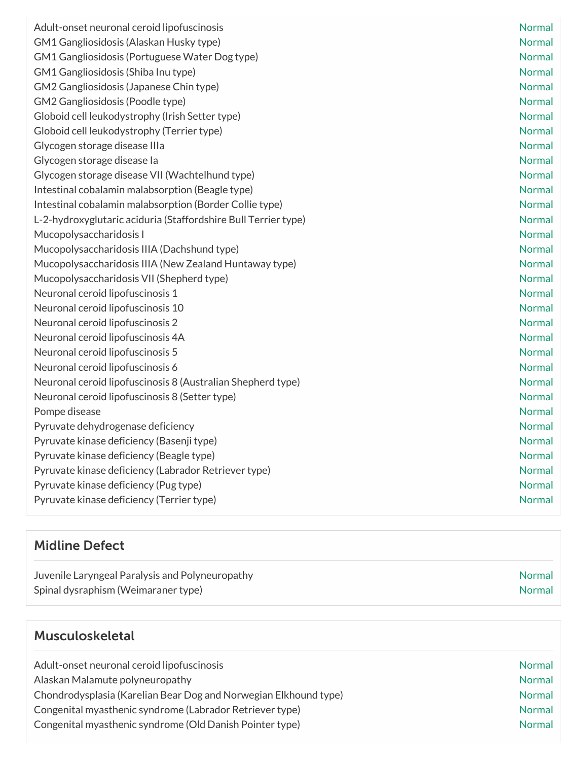| | |
|---|---|
| Adult-onset neuronal ceroid lipofuscinosis | Normal |
| GM1 Gangliosidosis (Alaskan Husky type) | Normal |
| GM1 Gangliosidosis (Portuguese Water Dog type) | Normal |
| GM1 Gangliosidosis (Shiba Inu type) | Normal |
| GM2 Gangliosidosis (Japanese Chin type) | Normal |
| GM2 Gangliosidosis (Poodle type) | Normal |
| Globoid cell leukodystrophy (Irish Setter type) | Normal |
| Globoid cell leukodystrophy (Terrier type) | Normal |
| Glycogen storage disease IIIa | Normal |
| Glycogen storage disease Ia | Normal |
| Glycogen storage disease VII (Wachtelhund type) | Normal |
| Intestinal cobalamin malabsorption (Beagle type) | Normal |
| Intestinal cobalamin malabsorption (Border Collie type) | Normal |
| L-2-hydroxyglutaric aciduria (Staffordshire Bull Terrier type) | Normal |
| Mucopolysaccharidosis I | Normal |
| Mucopolysaccharidosis IIIA (Dachshund type) | Normal |
| Mucopolysaccharidosis IIIA (New Zealand Huntaway type) | Normal |
| Mucopolysaccharidosis VII (Shepherd type) | Normal |
| Neuronal ceroid lipofuscinosis 1 | Normal |
| Neuronal ceroid lipofuscinosis 10 | Normal |
| Neuronal ceroid lipofuscinosis 2 | Normal |
| Neuronal ceroid lipofuscinosis 4A | Normal |
| Neuronal ceroid lipofuscinosis 5 | Normal |
| Neuronal ceroid lipofuscinosis 6 | Normal |
| Neuronal ceroid lipofuscinosis 8 (Australian Shepherd type) | Normal |
| Neuronal ceroid lipofuscinosis 8 (Setter type) | Normal |
| Pompe disease | Normal |
| Pyruvate dehydrogenase deficiency | Normal |
| Pyruvate kinase deficiency (Basenji type) | Normal |
| Pyruvate kinase deficiency (Beagle type) | Normal |
| Pyruvate kinase deficiency (Labrador Retriever type) | Normal |
| Pyruvate kinase deficiency (Pug type) | Normal |
| Pyruvate kinase deficiency (Terrier type) | Normal |

## Midline Defect

| | |
|---|---|
| Juvenile Laryngeal Paralysis and Polyneuropathy | Normal |
| Spinal dysraphism (Weimaraner type) | Normal |

## Musculoskeletal

| | |
|---|---|
| Adult-onset neuronal ceroid lipofuscinosis | Normal |
| Alaskan Malamute polyneuropathy | Normal |
| Chondrodysplasia (Karelian Bear Dog and Norwegian Elkhound type) | Normal |
| Congenital myasthenic syndrome (Labrador Retriever type) | Normal |
| Congenital myasthenic syndrome (Old Danish Pointer type) | Normal |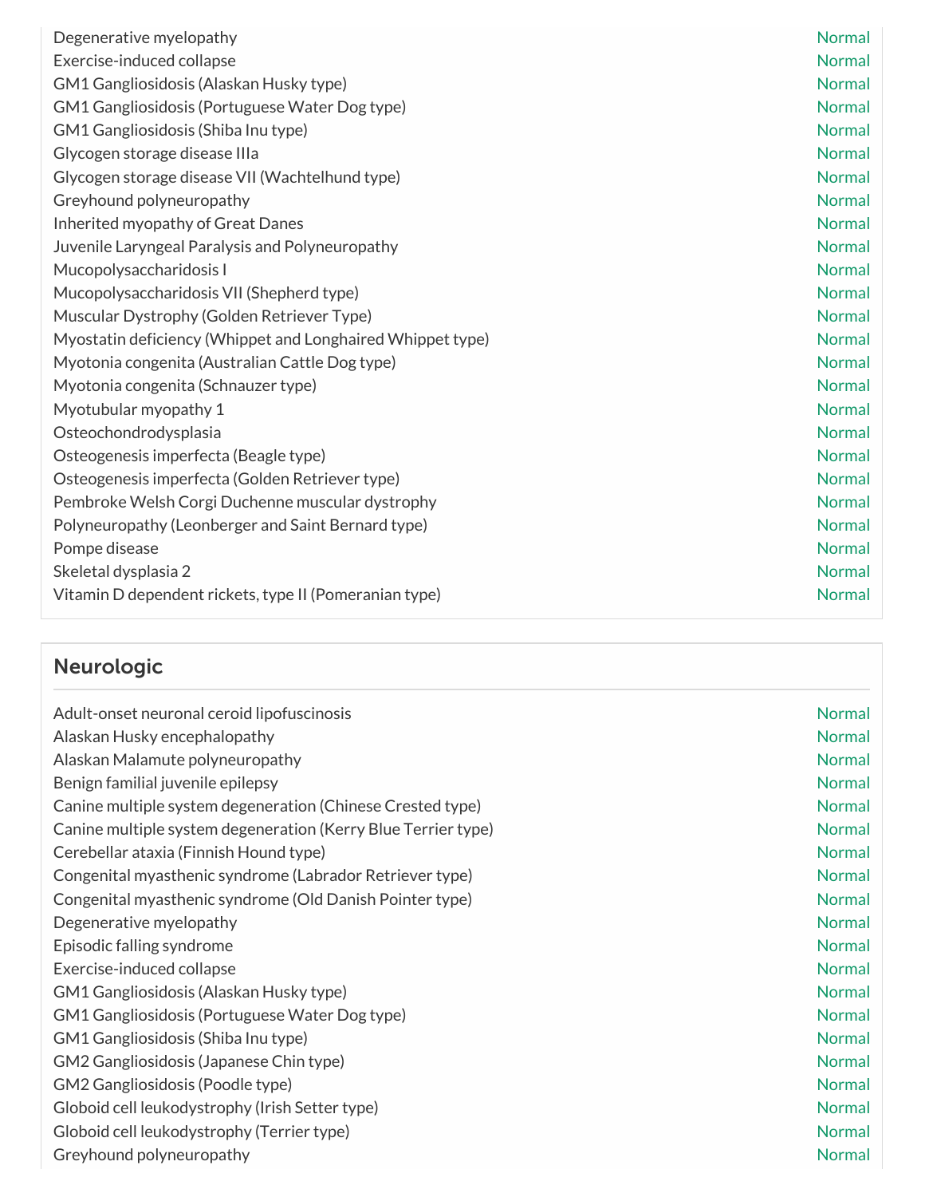| | |
|---|---|
| Degenerative myelopathy | Normal |
| Exercise-induced collapse | Normal |
| GM1 Gangliosidosis (Alaskan Husky type) | Normal |
| GM1 Gangliosidosis (Portuguese Water Dog type) | Normal |
| GM1 Gangliosidosis (Shiba Inu type) | Normal |
| Glycogen storage disease IIIa | Normal |
| Glycogen storage disease VII (Wachtelhund type) | Normal |
| Greyhound polyneuropathy | Normal |
| Inherited myopathy of Great Danes | Normal |
| Juvenile Laryngeal Paralysis and Polyneuropathy | Normal |
| Mucopolysaccharidosis I | Normal |
| Mucopolysaccharidosis VII (Shepherd type) | Normal |
| Muscular Dystrophy (Golden Retriever Type) | Normal |
| Myostatin deficiency (Whippet and Longhaired Whippet type) | Normal |
| Myotonia congenita (Australian Cattle Dog type) | Normal |
| Myotonia congenita (Schnauzer type) | Normal |
| Myotubular myopathy 1 | Normal |
| Osteochondrodysplasia | Normal |
| Osteogenesis imperfecta (Beagle type) | Normal |
| Osteogenesis imperfecta (Golden Retriever type) | Normal |
| Pembroke Welsh Corgi Duchenne muscular dystrophy | Normal |
| Polyneuropathy (Leonberger and Saint Bernard type) | Normal |
| Pompe disease | Normal |
| Skeletal dysplasia 2 | Normal |
| Vitamin D dependent rickets, type II (Pomeranian type) | Normal |

## Neurologic

| | |
|---|---|
| Adult-onset neuronal ceroid lipofuscinosis | Normal |
| Alaskan Husky encephalopathy | Normal |
| Alaskan Malamute polyneuropathy | Normal |
| Benign familial juvenile epilepsy | Normal |
| Canine multiple system degeneration (Chinese Crested type) | Normal |
| Canine multiple system degeneration (Kerry Blue Terrier type) | Normal |
| Cerebellar ataxia (Finnish Hound type) | Normal |
| Congenital myasthenic syndrome (Labrador Retriever type) | Normal |
| Congenital myasthenic syndrome (Old Danish Pointer type) | Normal |
| Degenerative myelopathy | Normal |
| Episodic falling syndrome | Normal |
| Exercise-induced collapse | Normal |
| GM1 Gangliosidosis (Alaskan Husky type) | Normal |
| GM1 Gangliosidosis (Portuguese Water Dog type) | Normal |
| GM1 Gangliosidosis (Shiba Inu type) | Normal |
| GM2 Gangliosidosis (Japanese Chin type) | Normal |
| GM2 Gangliosidosis (Poodle type) | Normal |
| Globoid cell leukodystrophy (Irish Setter type) | Normal |
| Globoid cell leukodystrophy (Terrier type) | Normal |
| Greyhound polyneuropathy | Normal |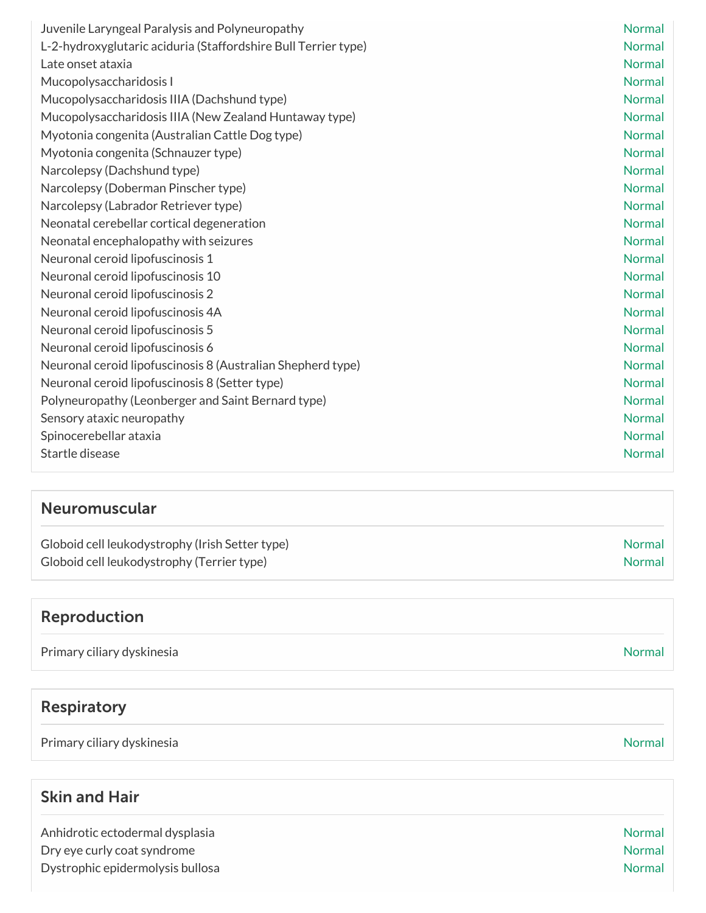| | |
|---|---|
| Juvenile Laryngeal Paralysis and Polyneuropathy | Normal |
| L-2-hydroxyglutaric aciduria (Staffordshire Bull Terrier type) | Normal |
| Late onset ataxia | Normal |
| Mucopolysaccharidosis I | Normal |
| Mucopolysaccharidosis IIIA (Dachshund type) | Normal |
| Mucopolysaccharidosis IIIA (New Zealand Huntaway type) | Normal |
| Myotonia congenita (Australian Cattle Dog type) | Normal |
| Myotonia congenita (Schnauzer type) | Normal |
| Narcolepsy (Dachshund type) | Normal |
| Narcolepsy (Doberman Pinscher type) | Normal |
| Narcolepsy (Labrador Retriever type) | Normal |
| Neonatal cerebellar cortical degeneration | Normal |
| Neonatal encephalopathy with seizures | Normal |
| Neuronal ceroid lipofuscinosis 1 | Normal |
| Neuronal ceroid lipofuscinosis 10 | Normal |
| Neuronal ceroid lipofuscinosis 2 | Normal |
| Neuronal ceroid lipofuscinosis 4A | Normal |
| Neuronal ceroid lipofuscinosis 5 | Normal |
| Neuronal ceroid lipofuscinosis 6 | Normal |
| Neuronal ceroid lipofuscinosis 8 (Australian Shepherd type) | Normal |
| Neuronal ceroid lipofuscinosis 8 (Setter type) | Normal |
| Polyneuropathy (Leonberger and Saint Bernard type) | Normal |
| Sensory ataxic neuropathy | Normal |
| Spinocerebellar ataxia | Normal |
| Startle disease | Normal |

## Neuromuscular

| | |
|---|---|
| Globoid cell leukodystrophy (Irish Setter type) | Normal |
| Globoid cell leukodystrophy (Terrier type) | Normal |

## Reproduction

| | |
|---|---|
| Primary ciliary dyskinesia | Normal |

## Respiratory

| | |
|---|---|
| Primary ciliary dyskinesia | Normal |

## Skin and Hair

| | |
|---|---|
| Anhidrotic ectodermal dysplasia | Normal |
| Dry eye curly coat syndrome | Normal |
| Dystrophic epidermolysis bullosa | Normal |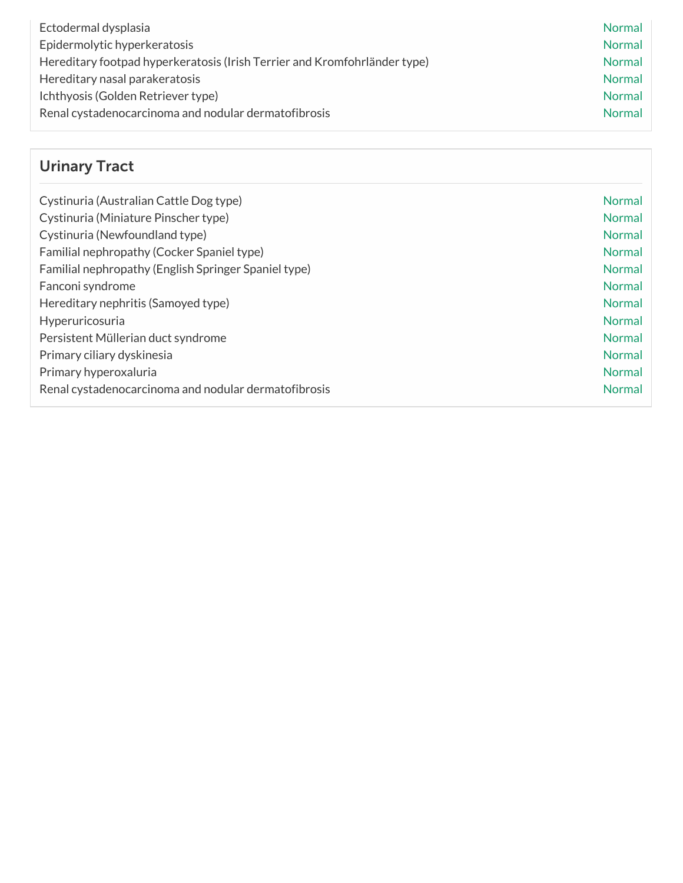| | |
|---|---|
| Ectodermal dysplasia | Normal |
| Epidermolytic hyperkeratosis | Normal |
| Hereditary footpad hyperkeratosis (Irish Terrier and Kromfohrländer type) | Normal |
| Hereditary nasal parakeratosis | Normal |
| Ichthyosis (Golden Retriever type) | Normal |
| Renal cystadenocarcinoma and nodular dermatofibrosis | Normal |

## Urinary Tract

| | |
|---|---|
| Cystinuria (Australian Cattle Dog type) | Normal |
| Cystinuria (Miniature Pinscher type) | Normal |
| Cystinuria (Newfoundland type) | Normal |
| Familial nephropathy (Cocker Spaniel type) | Normal |
| Familial nephropathy (English Springer Spaniel type) | Normal |
| Fanconi syndrome | Normal |
| Hereditary nephritis (Samoyed type) | Normal |
| Hyperuricosuria | Normal |
| Persistent Müllerian duct syndrome | Normal |
| Primary ciliary dyskinesia | Normal |
| Primary hyperoxaluria | Normal |
| Renal cystadenocarcinoma and nodular dermatofibrosis | Normal |